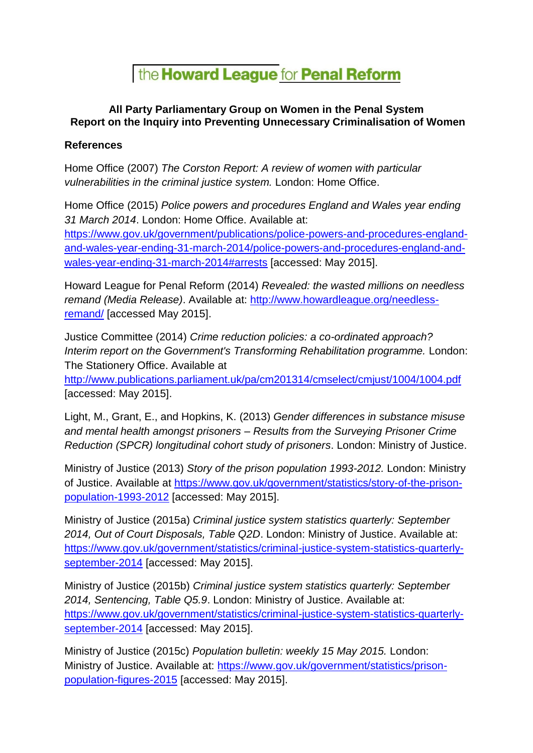# the Howard League for Penal Reform

**All Party Parliamentary Group on Women in the Penal System**
**Report on the Inquiry into Preventing Unnecessary Criminalisation of Women**

## References

Home Office (2007) *The Corston Report: A review of women with particular vulnerabilities in the criminal justice system.* London: Home Office.

Home Office (2015) *Police powers and procedures England and Wales year ending 31 March 2014*. London: Home Office. Available at: https://www.gov.uk/government/publications/police-powers-and-procedures-england-and-wales-year-ending-31-march-2014/police-powers-and-procedures-england-and-wales-year-ending-31-march-2014#arrests [accessed: May 2015].

Howard League for Penal Reform (2014) *Revealed: the wasted millions on needless remand (Media Release)*. Available at: http://www.howardleague.org/needless-remand/ [accessed May 2015].

Justice Committee (2014) *Crime reduction policies: a co-ordinated approach? Interim report on the Government's Transforming Rehabilitation programme.* London: The Stationery Office. Available at http://www.publications.parliament.uk/pa/cm201314/cmselect/cmjust/1004/1004.pdf [accessed: May 2015].

Light, M., Grant, E., and Hopkins, K. (2013) *Gender differences in substance misuse and mental health amongst prisoners – Results from the Surveying Prisoner Crime Reduction (SPCR) longitudinal cohort study of prisoners*. London: Ministry of Justice.

Ministry of Justice (2013) *Story of the prison population 1993-2012.* London: Ministry of Justice. Available at https://www.gov.uk/government/statistics/story-of-the-prison-population-1993-2012 [accessed: May 2015].

Ministry of Justice (2015a) *Criminal justice system statistics quarterly: September 2014, Out of Court Disposals, Table Q2D*. London: Ministry of Justice. Available at: https://www.gov.uk/government/statistics/criminal-justice-system-statistics-quarterly-september-2014 [accessed: May 2015].

Ministry of Justice (2015b) *Criminal justice system statistics quarterly: September 2014, Sentencing, Table Q5.9*. London: Ministry of Justice. Available at: https://www.gov.uk/government/statistics/criminal-justice-system-statistics-quarterly-september-2014 [accessed: May 2015].

Ministry of Justice (2015c) *Population bulletin: weekly 15 May 2015.* London: Ministry of Justice. Available at: https://www.gov.uk/government/statistics/prison-population-figures-2015 [accessed: May 2015].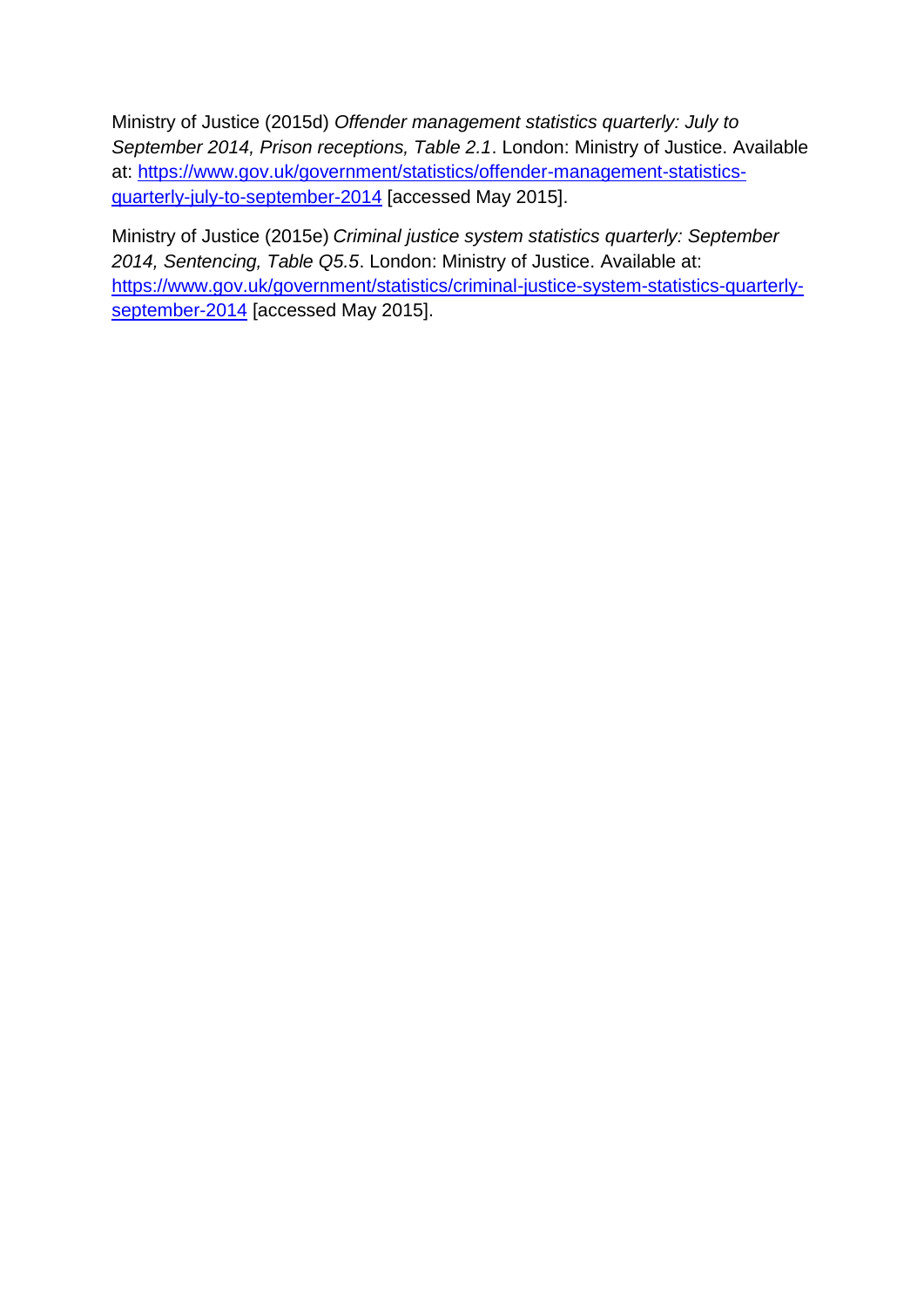Ministry of Justice (2015d) *Offender management statistics quarterly: July to September 2014, Prison receptions, Table 2.1*. London: Ministry of Justice. Available at: [https://www.gov.uk/government/statistics/offender-management-statistics-quarterly-july-to-september-2014](https://www.gov.uk/government/statistics/offender-management-statistics-quarterly-july-to-september-2014) [accessed May 2015].

Ministry of Justice (2015e) *Criminal justice system statistics quarterly: September 2014, Sentencing, Table Q5.5*. London: Ministry of Justice. Available at: [https://www.gov.uk/government/statistics/criminal-justice-system-statistics-quarterly-september-2014](https://www.gov.uk/government/statistics/criminal-justice-system-statistics-quarterly-september-2014) [accessed May 2015].